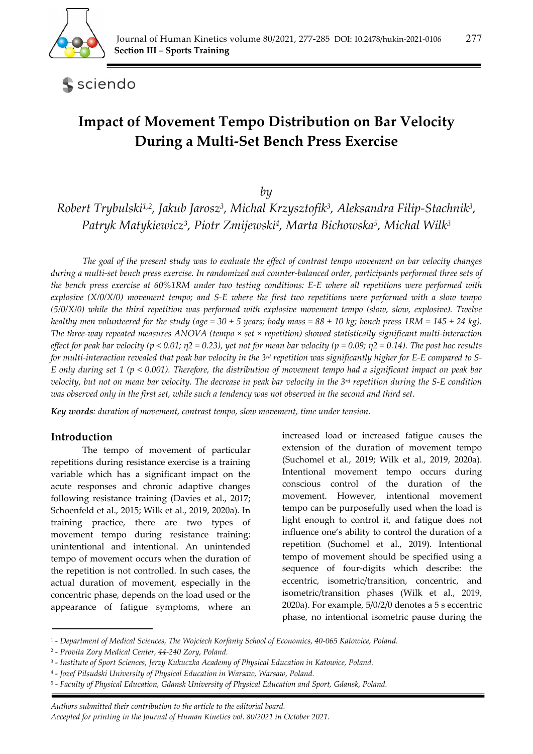Section III – Sports Training

# Impact of Movement Tempo Distribution on Bar Velocity During a Multi-Set Bench Press Exercise

*by*

*Robert Trybulski[1,2], Jakub Jarosz[3], Michal Krzysztofik[3], Aleksandra Filip-Stachnik[3], Patryk Matykiewicz[3], Piotr Zmijewski[4], Marta Bichowska[5], Michal Wilk[3]*

*The goal of the present study was to evaluate the effect of contrast tempo movement on bar velocity changes during a multi-set bench press exercise. In randomized and counter-balanced order, participants performed three sets of the bench press exercise at 60%1RM under two testing conditions: E-E where all repetitions were performed with explosive (X/0/X/0) movement tempo; and S-E where the first two repetitions were performed with a slow tempo (5/0/X/0) while the third repetition was performed with explosive movement tempo (slow, slow, explosive). Twelve healthy men volunteered for the study (age = 30 ± 5 years; body mass = 88 ± 10 kg; bench press 1RM = 145 ± 24 kg). The three-way repeated measures ANOVA (tempo × set × repetition) showed statistically significant multi-interaction effect for peak bar velocity ($p < 0.01$; $\eta^2 = 0.23$), yet not for mean bar velocity ($p = 0.09$; $\eta^2 = 0.14$). The post hoc results for multi-interaction revealed that peak bar velocity in the 3rd repetition was significantly higher for E-E compared to S-E only during set 1 ($p < 0.001$). Therefore, the distribution of movement tempo had a significant impact on peak bar velocity, but not on mean bar velocity. The decrease in peak bar velocity in the 3rd repetition during the S-E condition was observed only in the first set, while such a tendency was not observed in the second and third set.*

***Key words**: duration of movement, contrast tempo, slow movement, time under tension.*

## Introduction

The tempo of movement of particular repetitions during resistance exercise is a training variable which has a significant impact on the acute responses and chronic adaptive changes following resistance training (Davies et al., 2017; Schoenfeld et al., 2015; Wilk et al., 2019, 2020a). In training practice, there are two types of movement tempo during resistance training: unintentional and intentional. An unintended tempo of movement occurs when the duration of the repetition is not controlled. In such cases, the actual duration of movement, especially in the concentric phase, depends on the load used or the appearance of fatigue symptoms, where an increased load or increased fatigue causes the extension of the duration of movement tempo (Suchomel et al., 2019; Wilk et al., 2019, 2020a). Intentional movement tempo occurs during conscious control of the duration of the movement. However, intentional movement tempo can be purposefully used when the load is light enough to control it, and fatigue does not influence one's ability to control the duration of a repetition (Suchomel et al., 2019). Intentional tempo of movement should be specified using a sequence of four-digits which describe: the eccentric, isometric/transition, concentric, and isometric/transition phases (Wilk et al., 2019, 2020a). For example, 5/0/2/0 denotes a 5 s eccentric phase, no intentional isometric pause during the

[1] - *Department of Medical Sciences, The Wojciech Korfanty School of Economics, 40-065 Katowice, Poland.*
[2] - *Provita Zory Medical Center, 44-240 Zory, Poland.*
[3] - *Institute of Sport Sciences, Jerzy Kukuczka Academy of Physical Education in Katowice, Poland.*
[4] - *Jozef Pilsudski University of Physical Education in Warsaw, Warsaw, Poland.*
[5] - *Faculty of Physical Education, Gdansk University of Physical Education and Sport, Gdansk, Poland.*

*Authors submitted their contribution to the article to the editorial board.*
*Accepted for printing in the Journal of Human Kinetics vol. 80/2021 in October 2021.*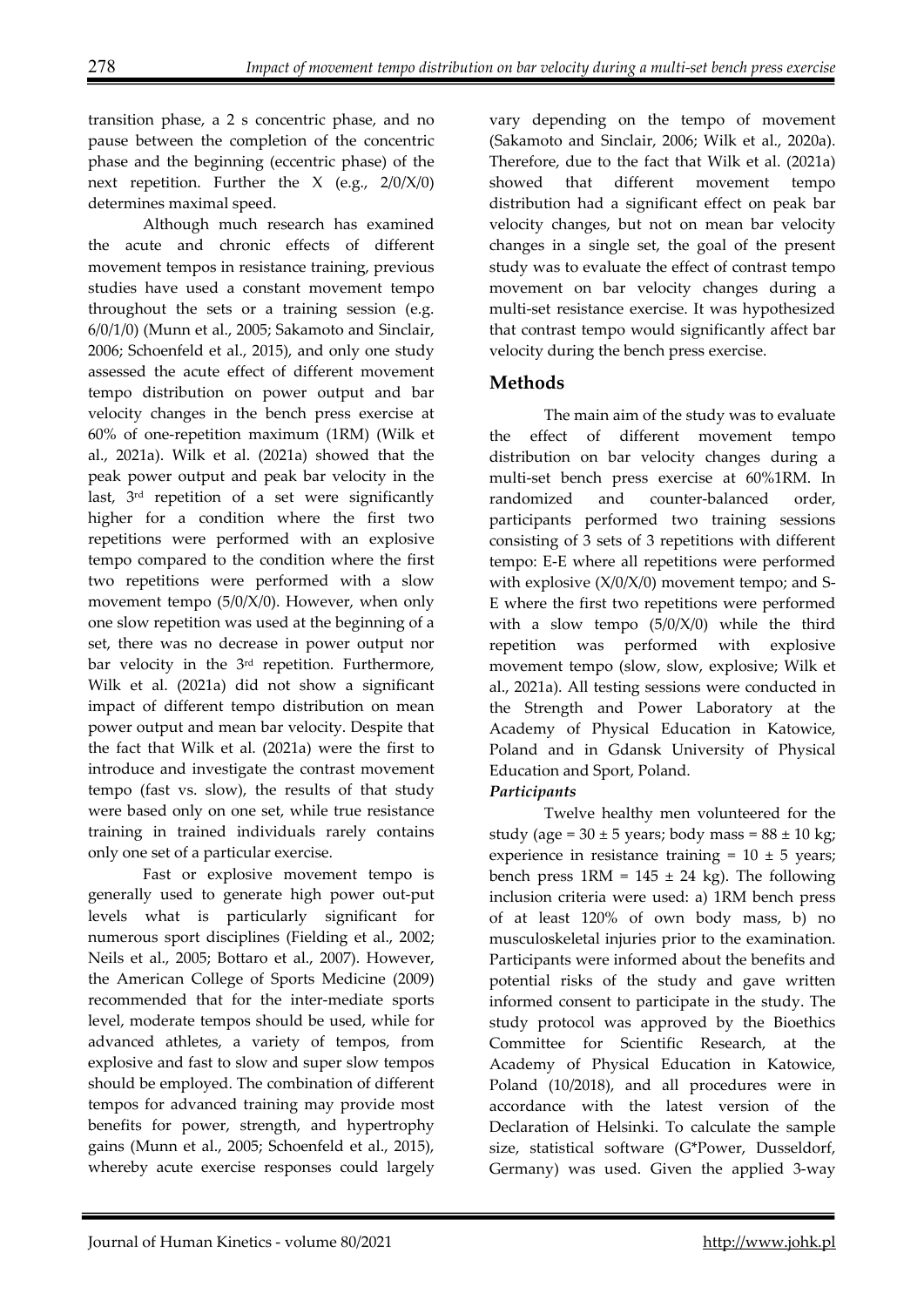transition phase, a 2 s concentric phase, and no pause between the completion of the concentric phase and the beginning (eccentric phase) of the next repetition. Further the X (e.g., 2/0/X/0) determines maximal speed.

Although much research has examined the acute and chronic effects of different movement tempos in resistance training, previous studies have used a constant movement tempo throughout the sets or a training session (e.g. 6/0/1/0) (Munn et al., 2005; Sakamoto and Sinclair, 2006; Schoenfeld et al., 2015), and only one study assessed the acute effect of different movement tempo distribution on power output and bar velocity changes in the bench press exercise at 60% of one-repetition maximum (1RM) (Wilk et al., 2021a). Wilk et al. (2021a) showed that the peak power output and peak bar velocity in the last, 3rd repetition of a set were significantly higher for a condition where the first two repetitions were performed with an explosive tempo compared to the condition where the first two repetitions were performed with a slow movement tempo (5/0/X/0). However, when only one slow repetition was used at the beginning of a set, there was no decrease in power output nor bar velocity in the 3rd repetition. Furthermore, Wilk et al. (2021a) did not show a significant impact of different tempo distribution on mean power output and mean bar velocity. Despite that the fact that Wilk et al. (2021a) were the first to introduce and investigate the contrast movement tempo (fast vs. slow), the results of that study were based only on one set, while true resistance training in trained individuals rarely contains only one set of a particular exercise.

Fast or explosive movement tempo is generally used to generate high power out-put levels what is particularly significant for numerous sport disciplines (Fielding et al., 2002; Neils et al., 2005; Bottaro et al., 2007). However, the American College of Sports Medicine (2009) recommended that for the inter-mediate sports level, moderate tempos should be used, while for advanced athletes, a variety of tempos, from explosive and fast to slow and super slow tempos should be employed. The combination of different tempos for advanced training may provide most benefits for power, strength, and hypertrophy gains (Munn et al., 2005; Schoenfeld et al., 2015), whereby acute exercise responses could largely vary depending on the tempo of movement (Sakamoto and Sinclair, 2006; Wilk et al., 2020a). Therefore, due to the fact that Wilk et al. (2021a) showed that different movement tempo distribution had a significant effect on peak bar velocity changes, but not on mean bar velocity changes in a single set, the goal of the present study was to evaluate the effect of contrast tempo movement on bar velocity changes during a multi-set resistance exercise. It was hypothesized that contrast tempo would significantly affect bar velocity during the bench press exercise.

## Methods

The main aim of the study was to evaluate the effect of different movement tempo distribution on bar velocity changes during a multi-set bench press exercise at 60%1RM. In randomized and counter-balanced order, participants performed two training sessions consisting of 3 sets of 3 repetitions with different tempo: E-E where all repetitions were performed with explosive (X/0/X/0) movement tempo; and S-E where the first two repetitions were performed with a slow tempo (5/0/X/0) while the third repetition was performed with explosive movement tempo (slow, slow, explosive; Wilk et al., 2021a). All testing sessions were conducted in the Strength and Power Laboratory at the Academy of Physical Education in Katowice, Poland and in Gdansk University of Physical Education and Sport, Poland.

### *Participants*

Twelve healthy men volunteered for the study (age = 30 ± 5 years; body mass = 88 ± 10 kg; experience in resistance training = 10 ± 5 years; bench press 1RM = 145 ± 24 kg). The following inclusion criteria were used: a) 1RM bench press of at least 120% of own body mass, b) no musculoskeletal injuries prior to the examination. Participants were informed about the benefits and potential risks of the study and gave written informed consent to participate in the study. The study protocol was approved by the Bioethics Committee for Scientific Research, at the Academy of Physical Education in Katowice, Poland (10/2018), and all procedures were in accordance with the latest version of the Declaration of Helsinki. To calculate the sample size, statistical software (G*Power, Dusseldorf, Germany) was used. Given the applied 3-way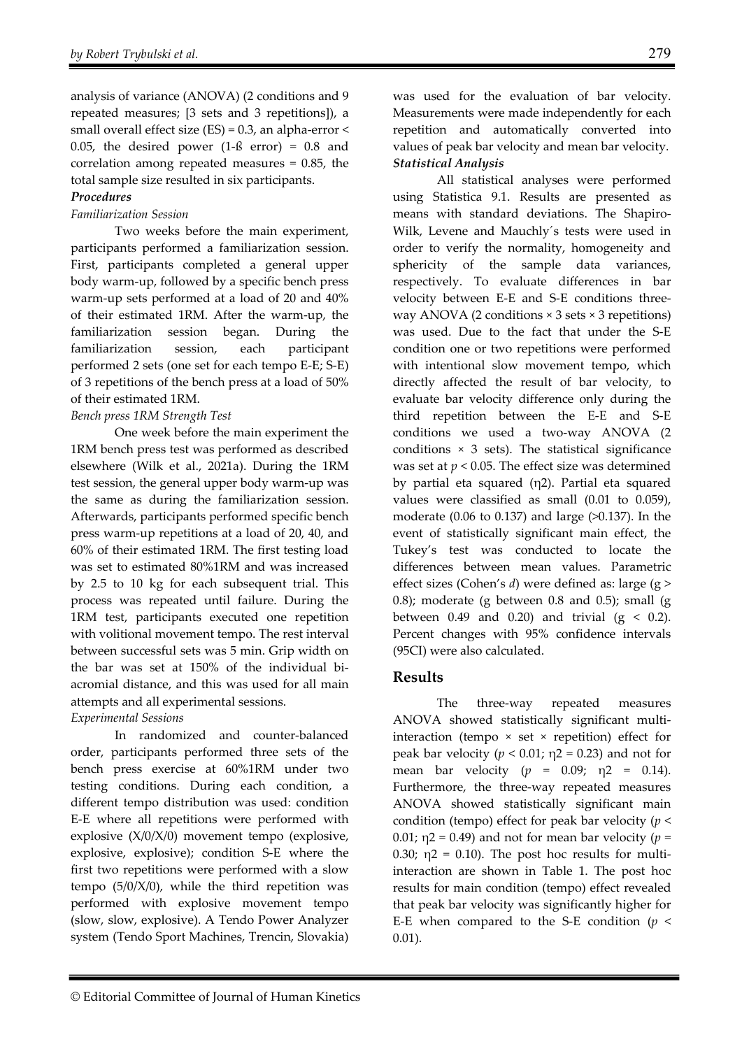analysis of variance (ANOVA) (2 conditions and 9 repeated measures; [3 sets and 3 repetitions]), a small overall effect size (ES) = 0.3, an alpha-error < 0.05, the desired power (1-ß error) = 0.8 and correlation among repeated measures = 0.85, the total sample size resulted in six participants.

### Procedures

#### *Familiarization Session*

Two weeks before the main experiment, participants performed a familiarization session. First, participants completed a general upper body warm-up, followed by a specific bench press warm-up sets performed at a load of 20 and 40% of their estimated 1RM. After the warm-up, the familiarization session began. During the familiarization session, each participant performed 2 sets (one set for each tempo E-E; S-E) of 3 repetitions of the bench press at a load of 50% of their estimated 1RM.

#### *Bench press 1RM Strength Test*

One week before the main experiment the 1RM bench press test was performed as described elsewhere (Wilk et al., 2021a). During the 1RM test session, the general upper body warm-up was the same as during the familiarization session. Afterwards, participants performed specific bench press warm-up repetitions at a load of 20, 40, and 60% of their estimated 1RM. The first testing load was set to estimated 80%1RM and was increased by 2.5 to 10 kg for each subsequent trial. This process was repeated until failure. During the 1RM test, participants executed one repetition with volitional movement tempo. The rest interval between successful sets was 5 min. Grip width on the bar was set at 150% of the individual bi-acromial distance, and this was used for all main attempts and all experimental sessions.

#### *Experimental Sessions*

In randomized and counter-balanced order, participants performed three sets of the bench press exercise at 60%1RM under two testing conditions. During each condition, a different tempo distribution was used: condition E-E where all repetitions were performed with explosive (X/0/X/0) movement tempo (explosive, explosive, explosive); condition S-E where the first two repetitions were performed with a slow tempo (5/0/X/0), while the third repetition was performed with explosive movement tempo (slow, slow, explosive). A Tendo Power Analyzer system (Tendo Sport Machines, Trencin, Slovakia) was used for the evaluation of bar velocity. Measurements were made independently for each repetition and automatically converted into values of peak bar velocity and mean bar velocity.

### *Statistical Analysis*

All statistical analyses were performed using Statistica 9.1. Results are presented as means with standard deviations. The Shapiro-Wilk, Levene and Mauchly´s tests were used in order to verify the normality, homogeneity and sphericity of the sample data variances, respectively. To evaluate differences in bar velocity between E-E and S-E conditions three-way ANOVA (2 conditions × 3 sets × 3 repetitions) was used. Due to the fact that under the S-E condition one or two repetitions were performed with intentional slow movement tempo, which directly affected the result of bar velocity, to evaluate bar velocity difference only during the third repetition between the E-E and S-E conditions we used a two-way ANOVA (2 conditions × 3 sets). The statistical significance was set at $p < 0.05$. The effect size was determined by partial eta squared ($\eta^2$). Partial eta squared values were classified as small (0.01 to 0.059), moderate (0.06 to 0.137) and large (>0.137). In the event of statistically significant main effect, the Tukey's test was conducted to locate the differences between mean values. Parametric effect sizes (Cohen's *d*) were defined as: large ($g > 0.8$); moderate (g between 0.8 and 0.5); small (g between 0.49 and 0.20) and trivial ($g < 0.2$). Percent changes with 95% confidence intervals (95CI) were also calculated.

## Results

The three-way repeated measures ANOVA showed statistically significant multi-interaction (tempo × set × repetition) effect for peak bar velocity ($p < 0.01$; $\eta^2 = 0.23$) and not for mean bar velocity ($p = 0.09$; $\eta^2 = 0.14$). Furthermore, the three-way repeated measures ANOVA showed statistically significant main condition (tempo) effect for peak bar velocity ($p < 0.01$; $\eta^2 = 0.49$) and not for mean bar velocity ($p = 0.30$; $\eta^2 = 0.10$). The post hoc results for multi-interaction are shown in Table 1. The post hoc results for main condition (tempo) effect revealed that peak bar velocity was significantly higher for E-E when compared to the S-E condition ($p < 0.01$).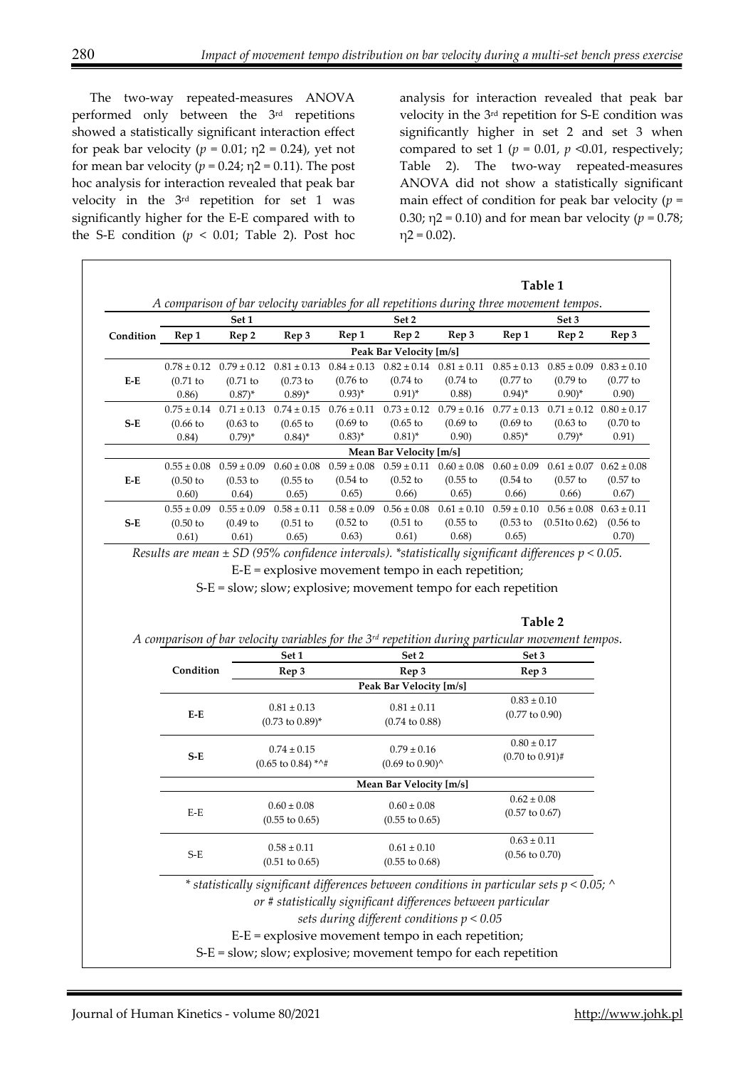The two-way repeated-measures ANOVA performed only between the 3rd repetitions showed a statistically significant interaction effect for peak bar velocity ($p = 0.01$; $\eta 2 = 0.24$), yet not for mean bar velocity ($p = 0.24$; $\eta 2 = 0.11$). The post hoc analysis for interaction revealed that peak bar velocity in the 3rd repetition for set 1 was significantly higher for the E-E compared with to the S-E condition ($p < 0.01$; Table 2). Post hoc analysis for interaction revealed that peak bar velocity in the 3rd repetition for S-E condition was significantly higher in set 2 and set 3 when compared to set 1 ($p = 0.01$, $p < 0.01$, respectively; Table 2). The two-way repeated-measures ANOVA did not show a statistically significant main effect of condition for peak bar velocity ($p = 0.30$; $\eta 2 = 0.10$) and for mean bar velocity ($p = 0.78$; $\eta 2 = 0.02$).

**Table 1**

*A comparison of bar velocity variables for all repetitions during three movement tempos.*

| | Set 1 | | | Set 2 | | | Set 3 | | |
|---|---|---|---|---|---|---|---|---|---|
| Condition | Rep 1 | Rep 2 | Rep 3 | Rep 1 | Rep 2 | Rep 3 | Rep 1 | Rep 2 | Rep 3 |
| | **Peak Bar Velocity [m/s]** | | | | | | | | |
| E-E | 0.78 ± 0.12 (0.71 to 0.86) | 0.79 ± 0.12 (0.71 to 0.87)* | 0.81 ± 0.13 (0.73 to 0.89)* | 0.84 ± 0.13 (0.76 to 0.93)* | 0.82 ± 0.14 (0.74 to 0.91)* | 0.81 ± 0.11 (0.74 to 0.88) | 0.85 ± 0.13 (0.77 to 0.94)* | 0.85 ± 0.09 (0.79 to 0.90)* | 0.83 ± 0.10 (0.77 to 0.90) |
| S-E | 0.75 ± 0.14 (0.66 to 0.84) | 0.71 ± 0.13 (0.63 to 0.79)* | 0.74 ± 0.15 (0.65 to 0.84)* | 0.76 ± 0.11 (0.69 to 0.83)* | 0.73 ± 0.12 (0.65 to 0.81)* | 0.79 ± 0.16 (0.69 to 0.90) | 0.77 ± 0.13 (0.69 to 0.85)* | 0.71 ± 0.12 (0.63 to 0.79)* | 0.80 ± 0.17 (0.70 to 0.91) |
| | **Mean Bar Velocity [m/s]** | | | | | | | | |
| E-E | 0.55 ± 0.08 (0.50 to 0.60) | 0.59 ± 0.09 (0.53 to 0.64) | 0.60 ± 0.08 (0.55 to 0.65) | 0.59 ± 0.08 (0.54 to 0.65) | 0.59 ± 0.11 (0.52 to 0.66) | 0.60 ± 0.08 (0.55 to 0.65) | 0.60 ± 0.09 (0.54 to 0.66) | 0.61 ± 0.07 (0.57 to 0.66) | 0.62 ± 0.08 (0.57 to 0.67) |
| S-E | 0.55 ± 0.09 (0.50 to 0.61) | 0.55 ± 0.09 (0.49 to 0.61) | 0.58 ± 0.11 (0.51 to 0.65) | 0.58 ± 0.09 (0.52 to 0.63) | 0.56 ± 0.08 (0.51 to 0.61) | 0.61 ± 0.10 (0.55 to 0.68) | 0.59 ± 0.10 (0.53 to 0.65) | 0.56 ± 0.08 (0.51to 0.62) | 0.63 ± 0.11 (0.56 to 0.70) |

*Results are mean ± SD (95% confidence intervals). *statistically significant differences p < 0.05.*

E-E = explosive movement tempo in each repetition;

S-E = slow; slow; explosive; movement tempo for each repetition

**Table 2**

*A comparison of bar velocity variables for the 3rd repetition during particular movement tempos.*

| | Set 1 | Set 2 | Set 3 |
|---|---|---|---|
| Condition | Rep 3 | Rep 3 | Rep 3 |
| | **Peak Bar Velocity [m/s]** | | |
| E-E | 0.81 ± 0.13 (0.73 to 0.89)* | 0.81 ± 0.11 (0.74 to 0.88) | 0.83 ± 0.10 (0.77 to 0.90) |
| S-E | 0.74 ± 0.15 (0.65 to 0.84) *^# | 0.79 ± 0.16 (0.69 to 0.90)^ | 0.80 ± 0.17 (0.70 to 0.91)# |
| | **Mean Bar Velocity [m/s]** | | |
| E-E | 0.60 ± 0.08 (0.55 to 0.65) | 0.60 ± 0.08 (0.55 to 0.65) | 0.62 ± 0.08 (0.57 to 0.67) |
| S-E | 0.58 ± 0.11 (0.51 to 0.65) | 0.61 ± 0.10 (0.55 to 0.68) | 0.63 ± 0.11 (0.56 to 0.70) |

*\* statistically significant differences between conditions in particular sets p < 0.05; ^ or # statistically significant differences between particular sets during different conditions p < 0.05*

E-E = explosive movement tempo in each repetition;

S-E = slow; slow; explosive; movement tempo for each repetition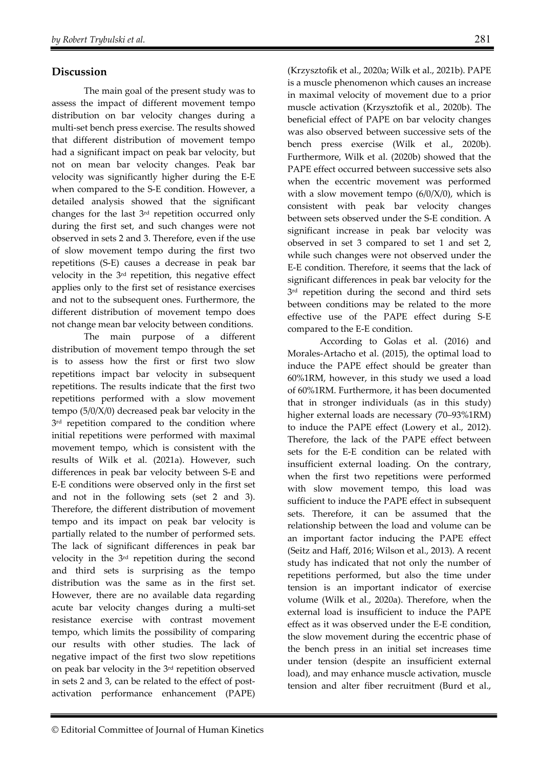## Discussion

The main goal of the present study was to assess the impact of different movement tempo distribution on bar velocity changes during a multi-set bench press exercise. The results showed that different distribution of movement tempo had a significant impact on peak bar velocity, but not on mean bar velocity changes. Peak bar velocity was significantly higher during the E-E when compared to the S-E condition. However, a detailed analysis showed that the significant changes for the last 3rd repetition occurred only during the first set, and such changes were not observed in sets 2 and 3. Therefore, even if the use of slow movement tempo during the first two repetitions (S-E) causes a decrease in peak bar velocity in the 3rd repetition, this negative effect applies only to the first set of resistance exercises and not to the subsequent ones. Furthermore, the different distribution of movement tempo does not change mean bar velocity between conditions.

The main purpose of a different distribution of movement tempo through the set is to assess how the first or first two slow repetitions impact bar velocity in subsequent repetitions. The results indicate that the first two repetitions performed with a slow movement tempo (5/0/X/0) decreased peak bar velocity in the 3rd repetition compared to the condition where initial repetitions were performed with maximal movement tempo, which is consistent with the results of Wilk et al. (2021a). However, such differences in peak bar velocity between S-E and E-E conditions were observed only in the first set and not in the following sets (set 2 and 3). Therefore, the different distribution of movement tempo and its impact on peak bar velocity is partially related to the number of performed sets. The lack of significant differences in peak bar velocity in the 3rd repetition during the second and third sets is surprising as the tempo distribution was the same as in the first set. However, there are no available data regarding acute bar velocity changes during a multi-set resistance exercise with contrast movement tempo, which limits the possibility of comparing our results with other studies. The lack of negative impact of the first two slow repetitions on peak bar velocity in the 3rd repetition observed in sets 2 and 3, can be related to the effect of post-activation performance enhancement (PAPE) (Krzysztofik et al., 2020a; Wilk et al., 2021b). PAPE is a muscle phenomenon which causes an increase in maximal velocity of movement due to a prior muscle activation (Krzysztofik et al., 2020b). The beneficial effect of PAPE on bar velocity changes was also observed between successive sets of the bench press exercise (Wilk et al., 2020b). Furthermore, Wilk et al. (2020b) showed that the PAPE effect occurred between successive sets also when the eccentric movement was performed with a slow movement tempo (6/0/X/0), which is consistent with peak bar velocity changes between sets observed under the S-E condition. A significant increase in peak bar velocity was observed in set 3 compared to set 1 and set 2, while such changes were not observed under the E-E condition. Therefore, it seems that the lack of significant differences in peak bar velocity for the 3rd repetition during the second and third sets between conditions may be related to the more effective use of the PAPE effect during S-E compared to the E-E condition.

According to Golas et al. (2016) and Morales-Artacho et al. (2015), the optimal load to induce the PAPE effect should be greater than 60%1RM, however, in this study we used a load of 60%1RM. Furthermore, it has been documented that in stronger individuals (as in this study) higher external loads are necessary (70–93%1RM) to induce the PAPE effect (Lowery et al., 2012). Therefore, the lack of the PAPE effect between sets for the E-E condition can be related with insufficient external loading. On the contrary, when the first two repetitions were performed with slow movement tempo, this load was sufficient to induce the PAPE effect in subsequent sets. Therefore, it can be assumed that the relationship between the load and volume can be an important factor inducing the PAPE effect (Seitz and Haff, 2016; Wilson et al., 2013). A recent study has indicated that not only the number of repetitions performed, but also the time under tension is an important indicator of exercise volume (Wilk et al., 2020a). Therefore, when the external load is insufficient to induce the PAPE effect as it was observed under the E-E condition, the slow movement during the eccentric phase of the bench press in an initial set increases time under tension (despite an insufficient external load), and may enhance muscle activation, muscle tension and alter fiber recruitment (Burd et al.,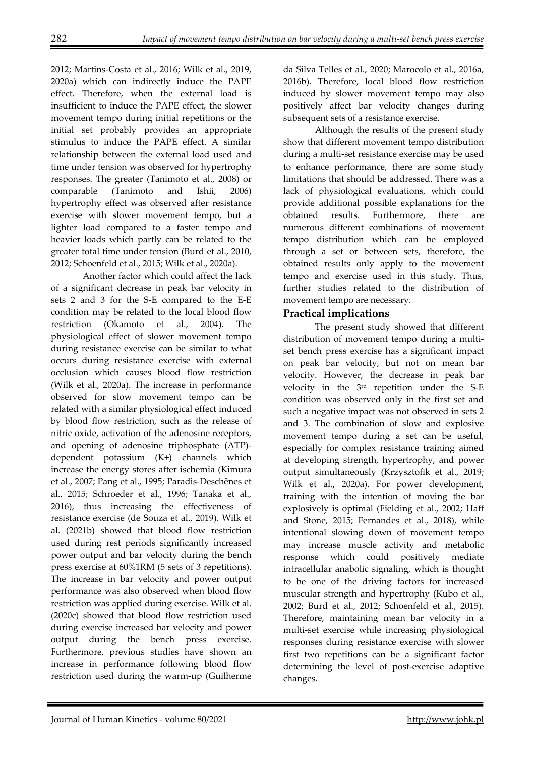2012; Martins-Costa et al., 2016; Wilk et al., 2019, 2020a) which can indirectly induce the PAPE effect. Therefore, when the external load is insufficient to induce the PAPE effect, the slower movement tempo during initial repetitions or the initial set probably provides an appropriate stimulus to induce the PAPE effect. A similar relationship between the external load used and time under tension was observed for hypertrophy responses. The greater (Tanimoto et al., 2008) or comparable (Tanimoto and Ishii, 2006) hypertrophy effect was observed after resistance exercise with slower movement tempo, but a lighter load compared to a faster tempo and heavier loads which partly can be related to the greater total time under tension (Burd et al., 2010, 2012; Schoenfeld et al., 2015; Wilk et al., 2020a).

Another factor which could affect the lack of a significant decrease in peak bar velocity in sets 2 and 3 for the S-E compared to the E-E condition may be related to the local blood flow restriction (Okamoto et al., 2004). The physiological effect of slower movement tempo during resistance exercise can be similar to what occurs during resistance exercise with external occlusion which causes blood flow restriction (Wilk et al., 2020a). The increase in performance observed for slow movement tempo can be related with a similar physiological effect induced by blood flow restriction, such as the release of nitric oxide, activation of the adenosine receptors, and opening of adenosine triphosphate (ATP)-dependent potassium ($K^+$) channels which increase the energy stores after ischemia (Kimura et al., 2007; Pang et al., 1995; Paradis-Deschênes et al., 2015; Schroeder et al., 1996; Tanaka et al., 2016), thus increasing the effectiveness of resistance exercise (de Souza et al., 2019). Wilk et al. (2021b) showed that blood flow restriction used during rest periods significantly increased power output and bar velocity during the bench press exercise at 60%1RM (5 sets of 3 repetitions). The increase in bar velocity and power output performance was also observed when blood flow restriction was applied during exercise. Wilk et al. (2020c) showed that blood flow restriction used during exercise increased bar velocity and power output during the bench press exercise. Furthermore, previous studies have shown an increase in performance following blood flow restriction used during the warm-up (Guilherme da Silva Telles et al., 2020; Marocolo et al., 2016a, 2016b). Therefore, local blood flow restriction induced by slower movement tempo may also positively affect bar velocity changes during subsequent sets of a resistance exercise.

Although the results of the present study show that different movement tempo distribution during a multi-set resistance exercise may be used to enhance performance, there are some study limitations that should be addressed. There was a lack of physiological evaluations, which could provide additional possible explanations for the obtained results. Furthermore, there are numerous different combinations of movement tempo distribution which can be employed through a set or between sets, therefore, the obtained results only apply to the movement tempo and exercise used in this study. Thus, further studies related to the distribution of movement tempo are necessary.

## Practical implications

The present study showed that different distribution of movement tempo during a multi-set bench press exercise has a significant impact on peak bar velocity, but not on mean bar velocity. However, the decrease in peak bar velocity in the 3rd repetition under the S-E condition was observed only in the first set and such a negative impact was not observed in sets 2 and 3. The combination of slow and explosive movement tempo during a set can be useful, especially for complex resistance training aimed at developing strength, hypertrophy, and power output simultaneously (Krzysztofik et al., 2019; Wilk et al., 2020a). For power development, training with the intention of moving the bar explosively is optimal (Fielding et al., 2002; Haff and Stone, 2015; Fernandes et al., 2018), while intentional slowing down of movement tempo may increase muscle activity and metabolic response which could positively mediate intracellular anabolic signaling, which is thought to be one of the driving factors for increased muscular strength and hypertrophy (Kubo et al., 2002; Burd et al., 2012; Schoenfeld et al., 2015). Therefore, maintaining mean bar velocity in a multi-set exercise while increasing physiological responses during resistance exercise with slower first two repetitions can be a significant factor determining the level of post-exercise adaptive changes.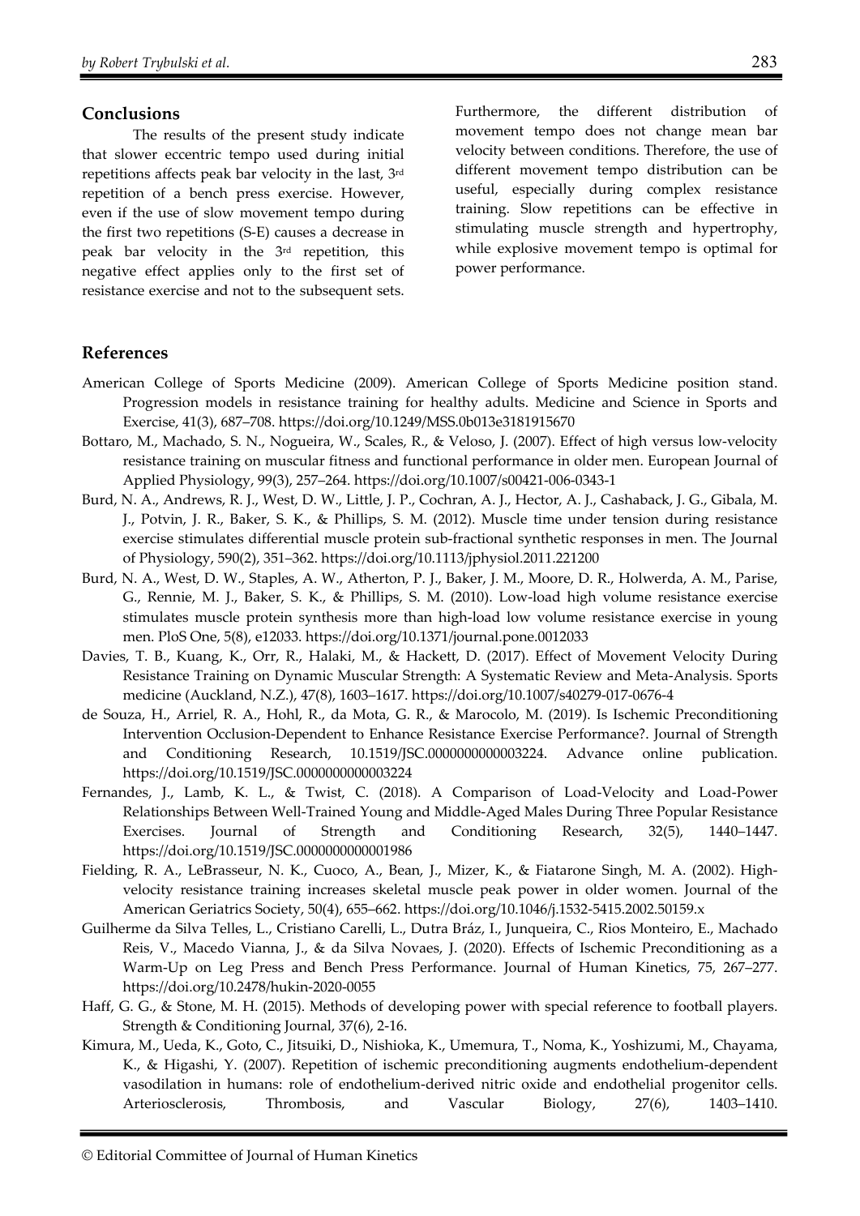## Conclusions

The results of the present study indicate that slower eccentric tempo used during initial repetitions affects peak bar velocity in the last, 3rd repetition of a bench press exercise. However, even if the use of slow movement tempo during the first two repetitions (S-E) causes a decrease in peak bar velocity in the 3rd repetition, this negative effect applies only to the first set of resistance exercise and not to the subsequent sets. Furthermore, the different distribution of movement tempo does not change mean bar velocity between conditions. Therefore, the use of different movement tempo distribution can be useful, especially during complex resistance training. Slow repetitions can be effective in stimulating muscle strength and hypertrophy, while explosive movement tempo is optimal for power performance.

## References

American College of Sports Medicine (2009). American College of Sports Medicine position stand. Progression models in resistance training for healthy adults. Medicine and Science in Sports and Exercise, 41(3), 687–708. https://doi.org/10.1249/MSS.0b013e3181915670

Bottaro, M., Machado, S. N., Nogueira, W., Scales, R., & Veloso, J. (2007). Effect of high versus low-velocity resistance training on muscular fitness and functional performance in older men. European Journal of Applied Physiology, 99(3), 257–264. https://doi.org/10.1007/s00421-006-0343-1

Burd, N. A., Andrews, R. J., West, D. W., Little, J. P., Cochran, A. J., Hector, A. J., Cashaback, J. G., Gibala, M. J., Potvin, J. R., Baker, S. K., & Phillips, S. M. (2012). Muscle time under tension during resistance exercise stimulates differential muscle protein sub-fractional synthetic responses in men. The Journal of Physiology, 590(2), 351–362. https://doi.org/10.1113/jphysiol.2011.221200

Burd, N. A., West, D. W., Staples, A. W., Atherton, P. J., Baker, J. M., Moore, D. R., Holwerda, A. M., Parise, G., Rennie, M. J., Baker, S. K., & Phillips, S. M. (2010). Low-load high volume resistance exercise stimulates muscle protein synthesis more than high-load low volume resistance exercise in young men. PloS One, 5(8), e12033. https://doi.org/10.1371/journal.pone.0012033

Davies, T. B., Kuang, K., Orr, R., Halaki, M., & Hackett, D. (2017). Effect of Movement Velocity During Resistance Training on Dynamic Muscular Strength: A Systematic Review and Meta-Analysis. Sports medicine (Auckland, N.Z.), 47(8), 1603–1617. https://doi.org/10.1007/s40279-017-0676-4

de Souza, H., Arriel, R. A., Hohl, R., da Mota, G. R., & Marocolo, M. (2019). Is Ischemic Preconditioning Intervention Occlusion-Dependent to Enhance Resistance Exercise Performance?. Journal of Strength and Conditioning Research, 10.1519/JSC.0000000000003224. Advance online publication. https://doi.org/10.1519/JSC.0000000000003224

Fernandes, J., Lamb, K. L., & Twist, C. (2018). A Comparison of Load-Velocity and Load-Power Relationships Between Well-Trained Young and Middle-Aged Males During Three Popular Resistance Exercises. Journal of Strength and Conditioning Research, 32(5), 1440–1447. https://doi.org/10.1519/JSC.0000000000001986

Fielding, R. A., LeBrasseur, N. K., Cuoco, A., Bean, J., Mizer, K., & Fiatarone Singh, M. A. (2002). High-velocity resistance training increases skeletal muscle peak power in older women. Journal of the American Geriatrics Society, 50(4), 655–662. https://doi.org/10.1046/j.1532-5415.2002.50159.x

Guilherme da Silva Telles, L., Cristiano Carelli, L., Dutra Bráz, I., Junqueira, C., Rios Monteiro, E., Machado Reis, V., Macedo Vianna, J., & da Silva Novaes, J. (2020). Effects of Ischemic Preconditioning as a Warm-Up on Leg Press and Bench Press Performance. Journal of Human Kinetics, 75, 267–277. https://doi.org/10.2478/hukin-2020-0055

Haff, G. G., & Stone, M. H. (2015). Methods of developing power with special reference to football players. Strength & Conditioning Journal, 37(6), 2-16.

Kimura, M., Ueda, K., Goto, C., Jitsuiki, D., Nishioka, K., Umemura, T., Noma, K., Yoshizumi, M., Chayama, K., & Higashi, Y. (2007). Repetition of ischemic preconditioning augments endothelium-dependent vasodilation in humans: role of endothelium-derived nitric oxide and endothelial progenitor cells. Arteriosclerosis, Thrombosis, and Vascular Biology, 27(6), 1403–1410.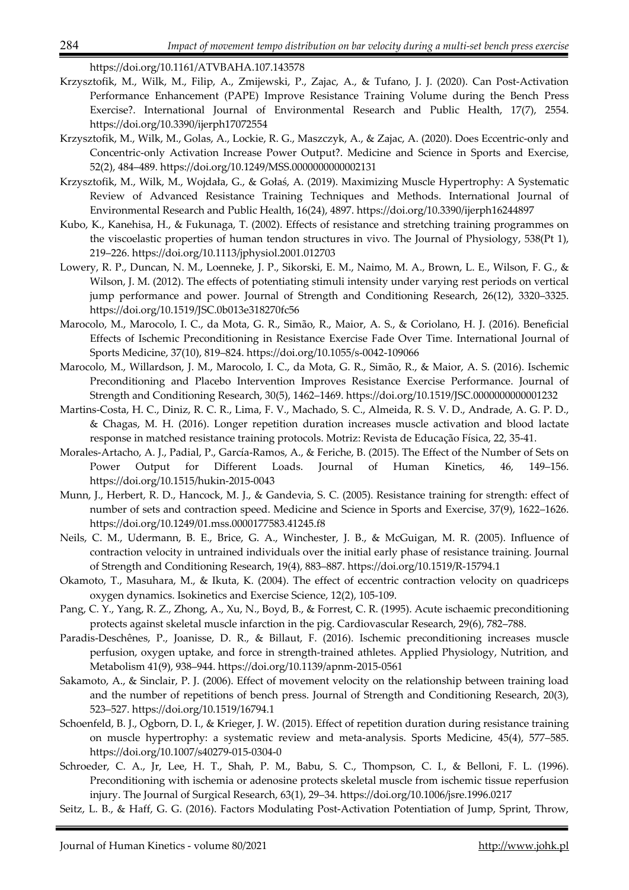https://doi.org/10.1161/ATVBAHA.107.143578

Krzysztofik, M., Wilk, M., Filip, A., Zmijewski, P., Zajac, A., & Tufano, J. J. (2020). Can Post-Activation Performance Enhancement (PAPE) Improve Resistance Training Volume during the Bench Press Exercise?. International Journal of Environmental Research and Public Health, 17(7), 2554. https://doi.org/10.3390/ijerph17072554

Krzysztofik, M., Wilk, M., Golas, A., Lockie, R. G., Maszczyk, A., & Zajac, A. (2020). Does Eccentric-only and Concentric-only Activation Increase Power Output?. Medicine and Science in Sports and Exercise, 52(2), 484–489. https://doi.org/10.1249/MSS.0000000000002131

Krzysztofik, M., Wilk, M., Wojdała, G., & Gołaś, A. (2019). Maximizing Muscle Hypertrophy: A Systematic Review of Advanced Resistance Training Techniques and Methods. International Journal of Environmental Research and Public Health, 16(24), 4897. https://doi.org/10.3390/ijerph16244897

Kubo, K., Kanehisa, H., & Fukunaga, T. (2002). Effects of resistance and stretching training programmes on the viscoelastic properties of human tendon structures in vivo. The Journal of Physiology, 538(Pt 1), 219–226. https://doi.org/10.1113/jphysiol.2001.012703

Lowery, R. P., Duncan, N. M., Loenneke, J. P., Sikorski, E. M., Naimo, M. A., Brown, L. E., Wilson, F. G., & Wilson, J. M. (2012). The effects of potentiating stimuli intensity under varying rest periods on vertical jump performance and power. Journal of Strength and Conditioning Research, 26(12), 3320–3325. https://doi.org/10.1519/JSC.0b013e318270fc56

Marocolo, M., Marocolo, I. C., da Mota, G. R., Simão, R., Maior, A. S., & Coriolano, H. J. (2016). Beneficial Effects of Ischemic Preconditioning in Resistance Exercise Fade Over Time. International Journal of Sports Medicine, 37(10), 819–824. https://doi.org/10.1055/s-0042-109066

Marocolo, M., Willardson, J. M., Marocolo, I. C., da Mota, G. R., Simão, R., & Maior, A. S. (2016). Ischemic Preconditioning and Placebo Intervention Improves Resistance Exercise Performance. Journal of Strength and Conditioning Research, 30(5), 1462–1469. https://doi.org/10.1519/JSC.0000000000001232

Martins-Costa, H. C., Diniz, R. C. R., Lima, F. V., Machado, S. C., Almeida, R. S. V. D., Andrade, A. G. P. D., & Chagas, M. H. (2016). Longer repetition duration increases muscle activation and blood lactate response in matched resistance training protocols. Motriz: Revista de Educação Física, 22, 35-41.

Morales-Artacho, A. J., Padial, P., García-Ramos, A., & Feriche, B. (2015). The Effect of the Number of Sets on Power Output for Different Loads. Journal of Human Kinetics, 46, 149–156. https://doi.org/10.1515/hukin-2015-0043

Munn, J., Herbert, R. D., Hancock, M. J., & Gandevia, S. C. (2005). Resistance training for strength: effect of number of sets and contraction speed. Medicine and Science in Sports and Exercise, 37(9), 1622–1626. https://doi.org/10.1249/01.mss.0000177583.41245.f8

Neils, C. M., Udermann, B. E., Brice, G. A., Winchester, J. B., & McGuigan, M. R. (2005). Influence of contraction velocity in untrained individuals over the initial early phase of resistance training. Journal of Strength and Conditioning Research, 19(4), 883–887. https://doi.org/10.1519/R-15794.1

Okamoto, T., Masuhara, M., & Ikuta, K. (2004). The effect of eccentric contraction velocity on quadriceps oxygen dynamics. Isokinetics and Exercise Science, 12(2), 105-109.

Pang, C. Y., Yang, R. Z., Zhong, A., Xu, N., Boyd, B., & Forrest, C. R. (1995). Acute ischaemic preconditioning protects against skeletal muscle infarction in the pig. Cardiovascular Research, 29(6), 782–788.

Paradis-Deschênes, P., Joanisse, D. R., & Billaut, F. (2016). Ischemic preconditioning increases muscle perfusion, oxygen uptake, and force in strength-trained athletes. Applied Physiology, Nutrition, and Metabolism 41(9), 938–944. https://doi.org/10.1139/apnm-2015-0561

Sakamoto, A., & Sinclair, P. J. (2006). Effect of movement velocity on the relationship between training load and the number of repetitions of bench press. Journal of Strength and Conditioning Research, 20(3), 523–527. https://doi.org/10.1519/16794.1

Schoenfeld, B. J., Ogborn, D. I., & Krieger, J. W. (2015). Effect of repetition duration during resistance training on muscle hypertrophy: a systematic review and meta-analysis. Sports Medicine, 45(4), 577–585. https://doi.org/10.1007/s40279-015-0304-0

Schroeder, C. A., Jr, Lee, H. T., Shah, P. M., Babu, S. C., Thompson, C. I., & Belloni, F. L. (1996). Preconditioning with ischemia or adenosine protects skeletal muscle from ischemic tissue reperfusion injury. The Journal of Surgical Research, 63(1), 29–34. https://doi.org/10.1006/jsre.1996.0217

Seitz, L. B., & Haff, G. G. (2016). Factors Modulating Post-Activation Potentiation of Jump, Sprint, Throw,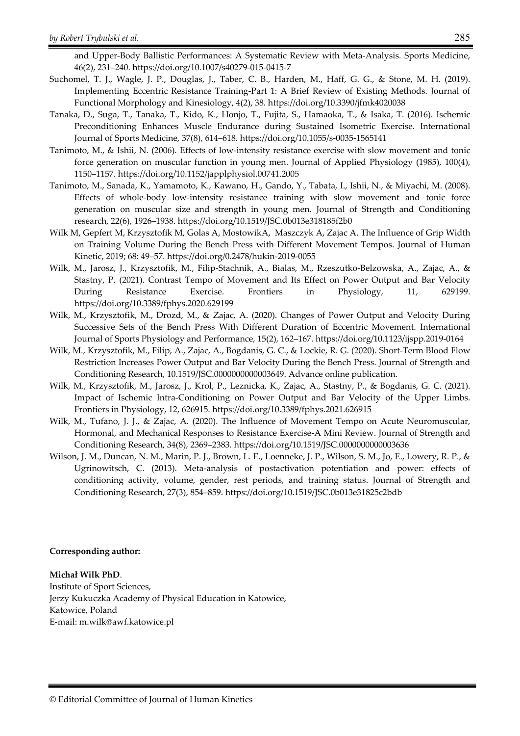and Upper-Body Ballistic Performances: A Systematic Review with Meta-Analysis. Sports Medicine, 46(2), 231–240. https://doi.org/10.1007/s40279-015-0415-7

Suchomel, T. J., Wagle, J. P., Douglas, J., Taber, C. B., Harden, M., Haff, G. G., & Stone, M. H. (2019). Implementing Eccentric Resistance Training-Part 1: A Brief Review of Existing Methods. Journal of Functional Morphology and Kinesiology, 4(2), 38. https://doi.org/10.3390/jfmk4020038

Tanaka, D., Suga, T., Tanaka, T., Kido, K., Honjo, T., Fujita, S., Hamaoka, T., & Isaka, T. (2016). Ischemic Preconditioning Enhances Muscle Endurance during Sustained Isometric Exercise. International Journal of Sports Medicine, 37(8), 614–618. https://doi.org/10.1055/s-0035-1565141

Tanimoto, M., & Ishii, N. (2006). Effects of low-intensity resistance exercise with slow movement and tonic force generation on muscular function in young men. Journal of Applied Physiology (1985), 100(4), 1150–1157. https://doi.org/10.1152/japplphysiol.00741.2005

Tanimoto, M., Sanada, K., Yamamoto, K., Kawano, H., Gando, Y., Tabata, I., Ishii, N., & Miyachi, M. (2008). Effects of whole-body low-intensity resistance training with slow movement and tonic force generation on muscular size and strength in young men. Journal of Strength and Conditioning research, 22(6), 1926–1938. https://doi.org/10.1519/JSC.0b013e318185f2b0

Wilk M, Gepfert M, Krzysztofik M, Golas A, MostowikA, Maszczyk A, Zajac A. The Influence of Grip Width on Training Volume During the Bench Press with Different Movement Tempos. Journal of Human Kinetic, 2019; 68: 49–57. https://doi.org/0.2478/hukin-2019-0055

Wilk, M., Jarosz, J., Krzysztofik, M., Filip-Stachnik, A., Bialas, M., Rzeszutko-Belzowska, A., Zajac, A., & Stastny, P. (2021). Contrast Tempo of Movement and Its Effect on Power Output and Bar Velocity During Resistance Exercise. Frontiers in Physiology, 11, 629199. https://doi.org/10.3389/fphys.2020.629199

Wilk, M., Krzysztofik, M., Drozd, M., & Zajac, A. (2020). Changes of Power Output and Velocity During Successive Sets of the Bench Press With Different Duration of Eccentric Movement. International Journal of Sports Physiology and Performance, 15(2), 162–167. https://doi.org/10.1123/ijspp.2019-0164

Wilk, M., Krzysztofik, M., Filip, A., Zajac, A., Bogdanis, G. C., & Lockie, R. G. (2020). Short-Term Blood Flow Restriction Increases Power Output and Bar Velocity During the Bench Press. Journal of Strength and Conditioning Research, 10.1519/JSC.0000000000003649. Advance online publication.

Wilk, M., Krzysztofik, M., Jarosz, J., Krol, P., Leznicka, K., Zajac, A., Stastny, P., & Bogdanis, G. C. (2021). Impact of Ischemic Intra-Conditioning on Power Output and Bar Velocity of the Upper Limbs. Frontiers in Physiology, 12, 626915. https://doi.org/10.3389/fphys.2021.626915

Wilk, M., Tufano, J. J., & Zajac, A. (2020). The Influence of Movement Tempo on Acute Neuromuscular, Hormonal, and Mechanical Responses to Resistance Exercise-A Mini Review. Journal of Strength and Conditioning Research, 34(8), 2369–2383. https://doi.org/10.1519/JSC.0000000000003636

Wilson, J. M., Duncan, N. M., Marin, P. J., Brown, L. E., Loenneke, J. P., Wilson, S. M., Jo, E., Lowery, R. P., & Ugrinowitsch, C. (2013). Meta-analysis of postactivation potentiation and power: effects of conditioning activity, volume, gender, rest periods, and training status. Journal of Strength and Conditioning Research, 27(3), 854–859. https://doi.org/10.1519/JSC.0b013e31825c2bdb

**Corresponding author:**

**Michał Wilk PhD**.
Institute of Sport Sciences,
Jerzy Kukuczka Academy of Physical Education in Katowice,
Katowice, Poland
E-mail: m.wilk@awf.katowice.pl